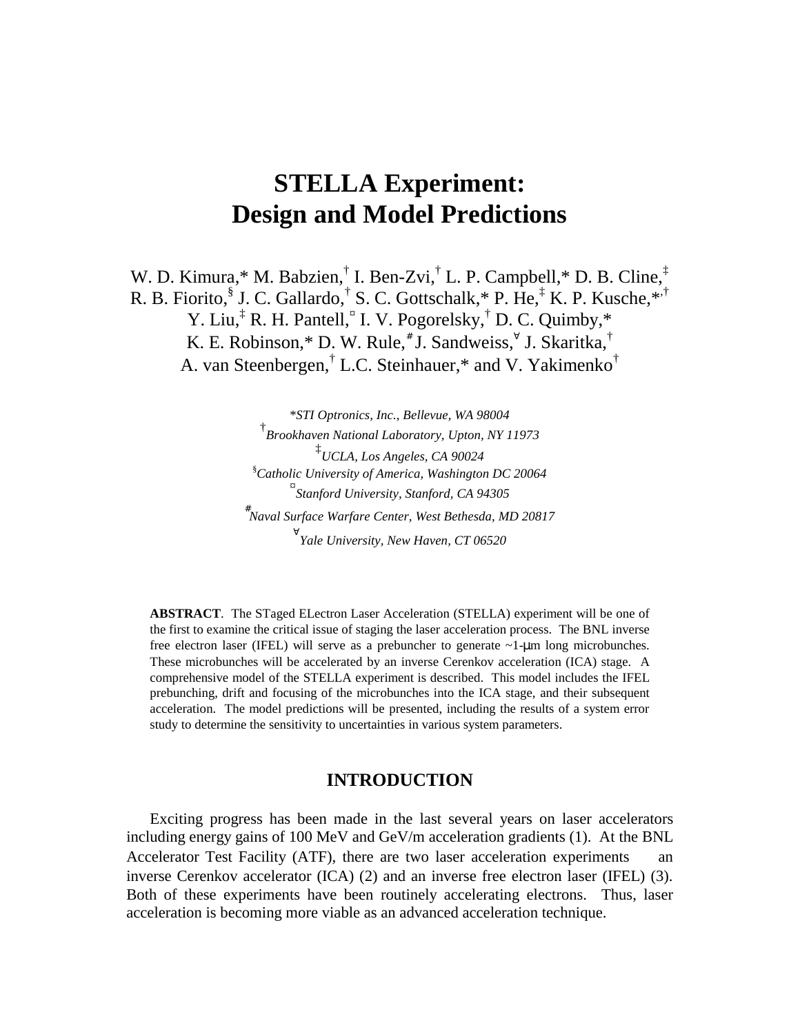# STELLA Experiment: Design and Model Predictions

W. D. Kimura,* M. Babzien,† I. Ben-Zvi,† L. P. Campbell,* D. B. Cline,‡ R. B. Fiorito,§ J. C. Gallardo,† S. C. Gottschalk,* P. He,‡ K. P. Kusche,*,† Y. Liu,‡ R. H. Pantell,¤ I. V. Pogorelsky,† D. C. Quimby,* K. E. Robinson,* D. W. Rule,# J. Sandweiss,∀ J. Skaritka,† A. van Steenbergen,† L.C. Steinhauer,* and V. Yakimenko†

*\*STI Optronics, Inc., Bellevue, WA 98004*
*†Brookhaven National Laboratory, Upton, NY 11973*
*‡UCLA, Los Angeles, CA 90024*
*§Catholic University of America, Washington DC 20064*
*¤Stanford University, Stanford, CA 94305*
*#Naval Surface Warfare Center, West Bethesda, MD 20817*
*∀Yale University, New Haven, CT 06520*

**ABSTRACT**. The STaged ELectron Laser Acceleration (STELLA) experiment will be one of the first to examine the critical issue of staging the laser acceleration process. The BNL inverse free electron laser (IFEL) will serve as a prebuncher to generate ~1-μm long microbunches. These microbunches will be accelerated by an inverse Cerenkov acceleration (ICA) stage. A comprehensive model of the STELLA experiment is described. This model includes the IFEL prebunching, drift and focusing of the microbunches into the ICA stage, and their subsequent acceleration. The model predictions will be presented, including the results of a system error study to determine the sensitivity to uncertainties in various system parameters.

## INTRODUCTION

Exciting progress has been made in the last several years on laser accelerators including energy gains of 100 MeV and GeV/m acceleration gradients (1). At the BNL Accelerator Test Facility (ATF), there are two laser acceleration experiments an inverse Cerenkov accelerator (ICA) (2) and an inverse free electron laser (IFEL) (3). Both of these experiments have been routinely accelerating electrons. Thus, laser acceleration is becoming more viable as an advanced acceleration technique.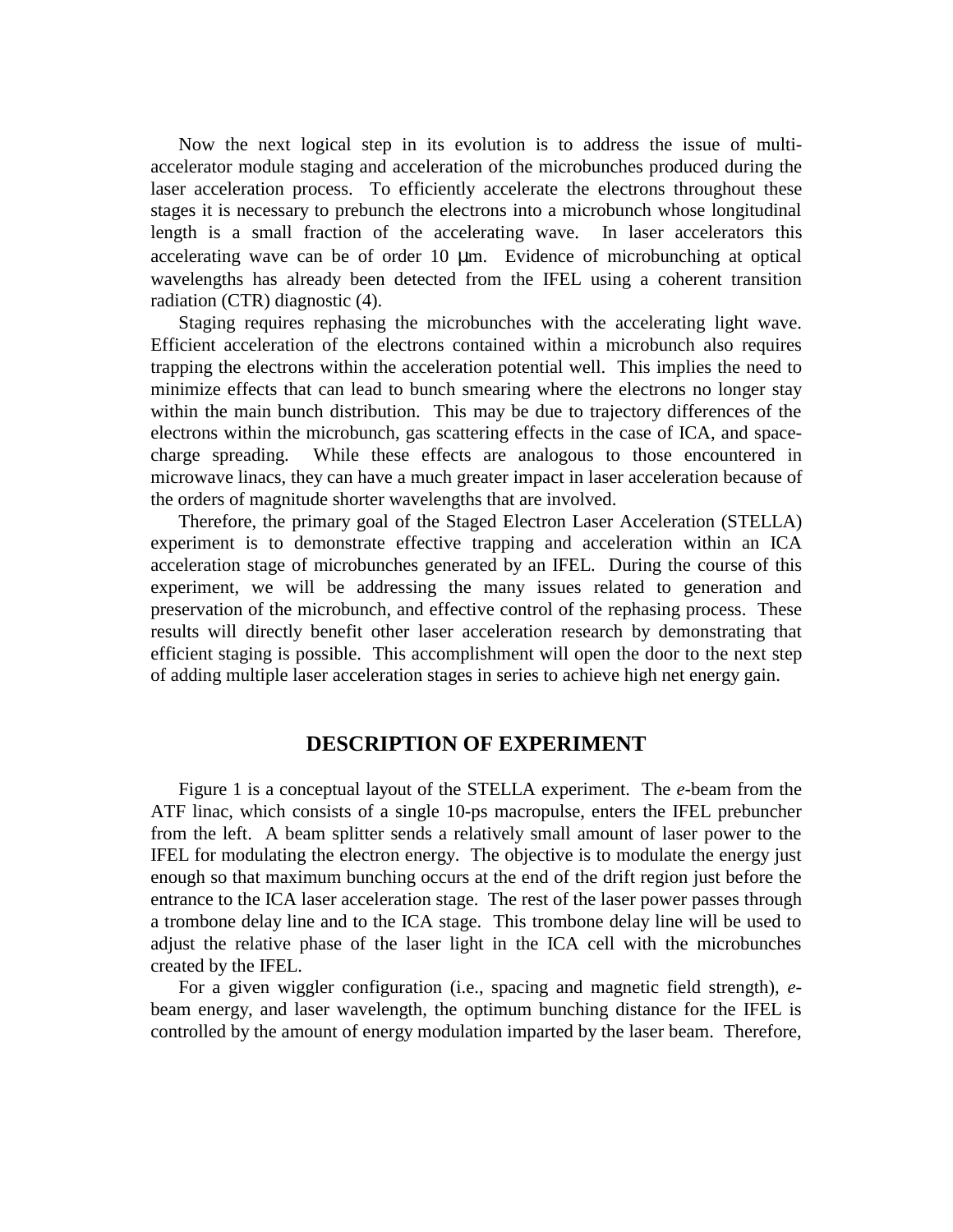Now the next logical step in its evolution is to address the issue of multi-accelerator module staging and acceleration of the microbunches produced during the laser acceleration process. To efficiently accelerate the electrons throughout these stages it is necessary to prebunch the electrons into a microbunch whose longitudinal length is a small fraction of the accelerating wave. In laser accelerators this accelerating wave can be of order 10 μm. Evidence of microbunching at optical wavelengths has already been detected from the IFEL using a coherent transition radiation (CTR) diagnostic (4).

Staging requires rephasing the microbunches with the accelerating light wave. Efficient acceleration of the electrons contained within a microbunch also requires trapping the electrons within the acceleration potential well. This implies the need to minimize effects that can lead to bunch smearing where the electrons no longer stay within the main bunch distribution. This may be due to trajectory differences of the electrons within the microbunch, gas scattering effects in the case of ICA, and space-charge spreading. While these effects are analogous to those encountered in microwave linacs, they can have a much greater impact in laser acceleration because of the orders of magnitude shorter wavelengths that are involved.

Therefore, the primary goal of the Staged Electron Laser Acceleration (STELLA) experiment is to demonstrate effective trapping and acceleration within an ICA acceleration stage of microbunches generated by an IFEL. During the course of this experiment, we will be addressing the many issues related to generation and preservation of the microbunch, and effective control of the rephasing process. These results will directly benefit other laser acceleration research by demonstrating that efficient staging is possible. This accomplishment will open the door to the next step of adding multiple laser acceleration stages in series to achieve high net energy gain.

## DESCRIPTION OF EXPERIMENT

Figure 1 is a conceptual layout of the STELLA experiment. The *e*-beam from the ATF linac, which consists of a single 10-ps macropulse, enters the IFEL prebuncher from the left. A beam splitter sends a relatively small amount of laser power to the IFEL for modulating the electron energy. The objective is to modulate the energy just enough so that maximum bunching occurs at the end of the drift region just before the entrance to the ICA laser acceleration stage. The rest of the laser power passes through a trombone delay line and to the ICA stage. This trombone delay line will be used to adjust the relative phase of the laser light in the ICA cell with the microbunches created by the IFEL.

For a given wiggler configuration (i.e., spacing and magnetic field strength), *e*-beam energy, and laser wavelength, the optimum bunching distance for the IFEL is controlled by the amount of energy modulation imparted by the laser beam. Therefore,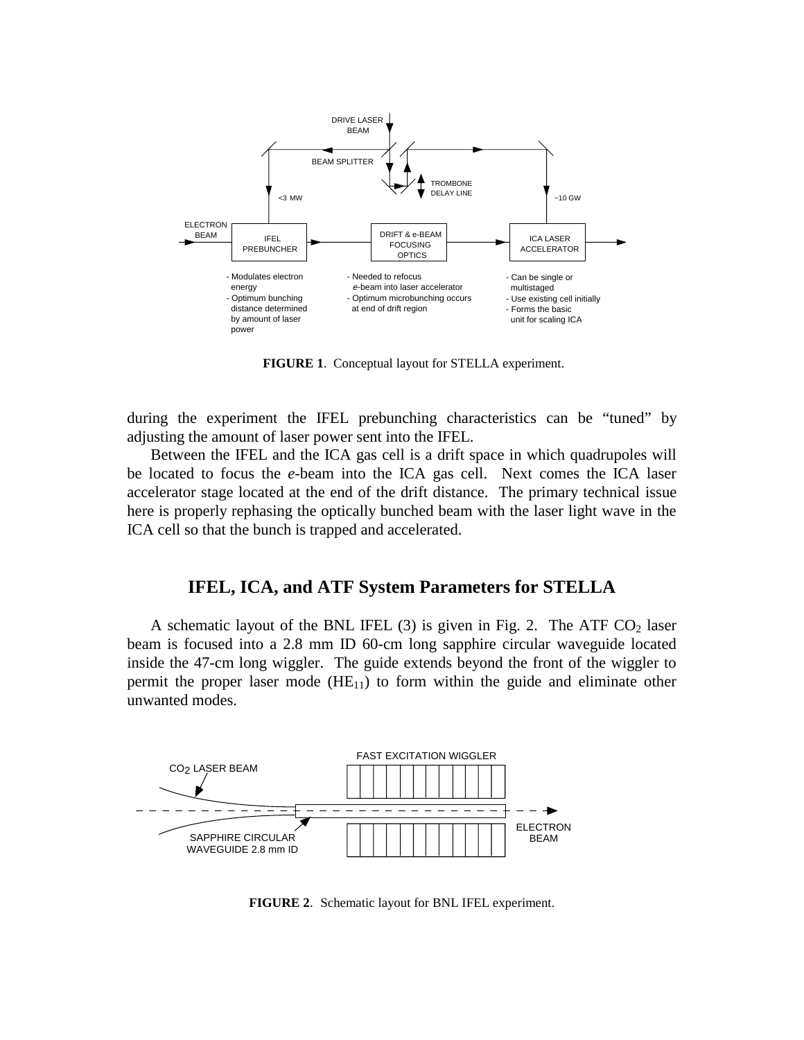**FIGURE 1**. Conceptual layout for STELLA experiment.

during the experiment the IFEL prebunching characteristics can be "tuned" by adjusting the amount of laser power sent into the IFEL.

Between the IFEL and the ICA gas cell is a drift space in which quadrupoles will be located to focus the *e*-beam into the ICA gas cell. Next comes the ICA laser accelerator stage located at the end of the drift distance. The primary technical issue here is properly rephasing the optically bunched beam with the laser light wave in the ICA cell so that the bunch is trapped and accelerated.

## IFEL, ICA, and ATF System Parameters for STELLA

A schematic layout of the BNL IFEL (3) is given in Fig. 2. The ATF $CO_2$ laser beam is focused into a 2.8 mm ID 60-cm long sapphire circular waveguide located inside the 47-cm long wiggler. The guide extends beyond the front of the wiggler to permit the proper laser mode ($HE_{11}$) to form within the guide and eliminate other unwanted modes.

**FIGURE 2**. Schematic layout for BNL IFEL experiment.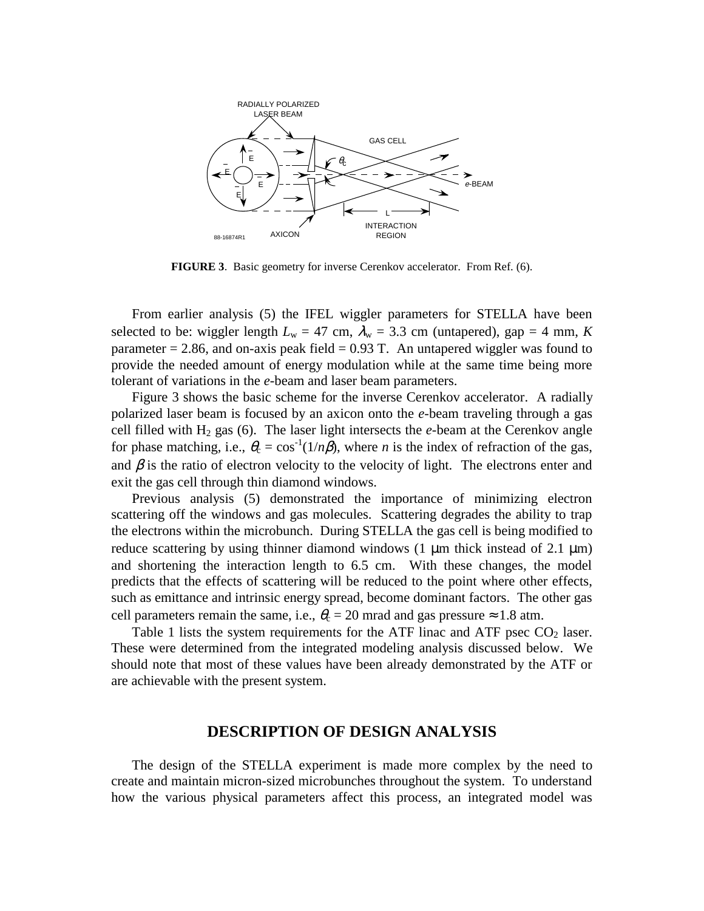**FIGURE 3**. Basic geometry for inverse Cerenkov accelerator. From Ref. (6).

From earlier analysis (5) the IFEL wiggler parameters for STELLA have been selected to be: wiggler length $L_w$ = 47 cm, $\lambda_w$ = 3.3 cm (untapered), gap = 4 mm, $K$ parameter = 2.86, and on-axis peak field = 0.93 T. An untapered wiggler was found to provide the needed amount of energy modulation while at the same time being more tolerant of variations in the *e*-beam and laser beam parameters.

Figure 3 shows the basic scheme for the inverse Cerenkov accelerator. A radially polarized laser beam is focused by an axicon onto the *e*-beam traveling through a gas cell filled with $H_2$ gas (6). The laser light intersects the *e*-beam at the Cerenkov angle for phase matching, i.e., $\theta_c = \cos^{-1}(1/n\beta)$, where $n$ is the index of refraction of the gas, and $\beta$ is the ratio of electron velocity to the velocity of light. The electrons enter and exit the gas cell through thin diamond windows.

Previous analysis (5) demonstrated the importance of minimizing electron scattering off the windows and gas molecules. Scattering degrades the ability to trap the electrons within the microbunch. During STELLA the gas cell is being modified to reduce scattering by using thinner diamond windows (1 μm thick instead of 2.1 μm) and shortening the interaction length to 6.5 cm. With these changes, the model predicts that the effects of scattering will be reduced to the point where other effects, such as emittance and intrinsic energy spread, become dominant factors. The other gas cell parameters remain the same, i.e., $\theta_c$ = 20 mrad and gas pressure ≈ 1.8 atm.

Table 1 lists the system requirements for the ATF linac and ATF psec $CO_2$ laser. These were determined from the integrated modeling analysis discussed below. We should note that most of these values have been already demonstrated by the ATF or are achievable with the present system.

## DESCRIPTION OF DESIGN ANALYSIS

The design of the STELLA experiment is made more complex by the need to create and maintain micron-sized microbunches throughout the system. To understand how the various physical parameters affect this process, an integrated model was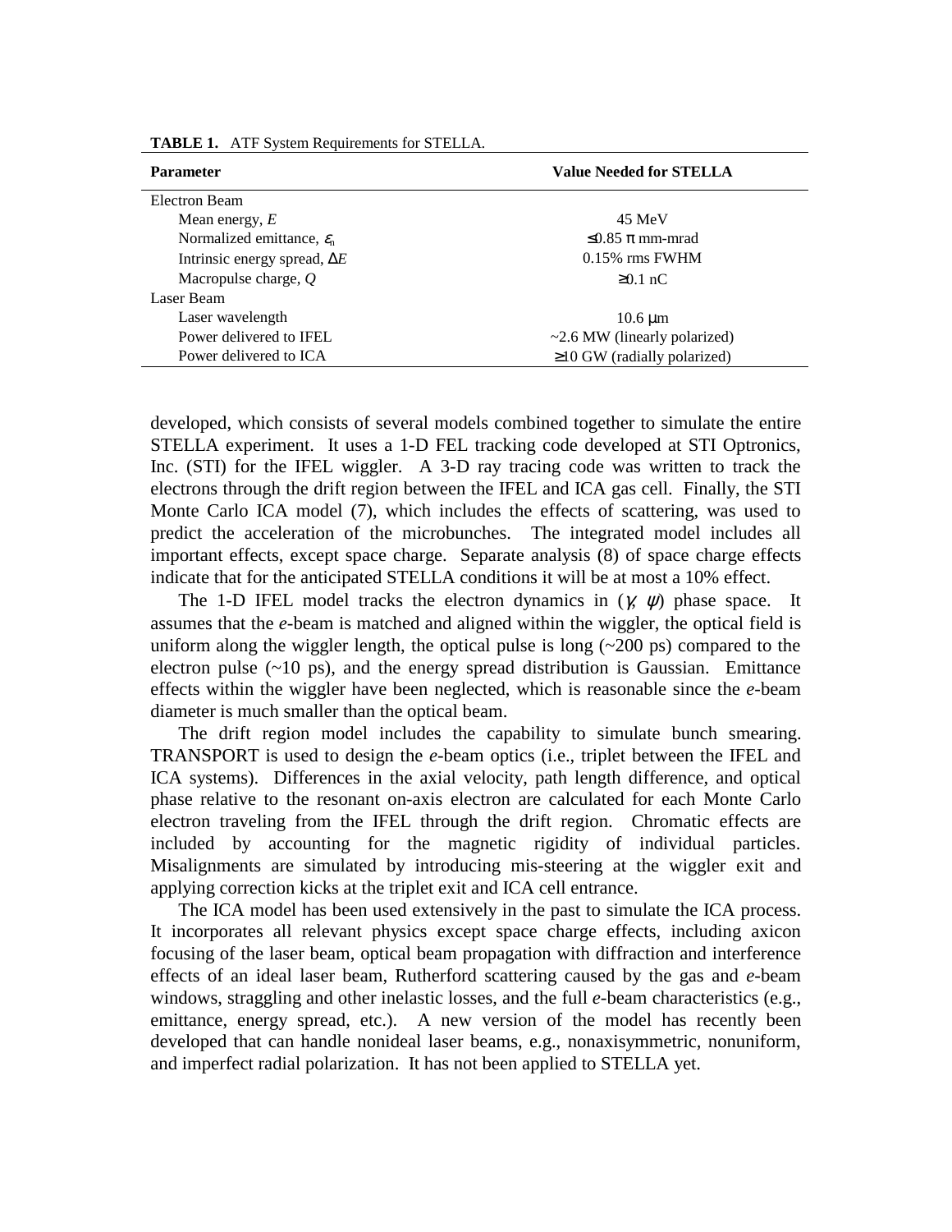**TABLE 1.** ATF System Requirements for STELLA.

| Parameter | Value Needed for STELLA |
| --- | --- |
| Electron Beam | |
| Mean energy, $E$ | 45 MeV |
| Normalized emittance, $\varepsilon_n$ | $\leq 0.85\ \pi$ mm-mrad |
| Intrinsic energy spread, $\Delta E$ | 0.15% rms FWHM |
| Macropulse charge, $Q$ | $\geq 0.1$ nC |
| Laser Beam | |
| Laser wavelength | 10.6 μm |
| Power delivered to IFEL | ~2.6 MW (linearly polarized) |
| Power delivered to ICA | $\geq 10$ GW (radially polarized) |

developed, which consists of several models combined together to simulate the entire STELLA experiment. It uses a 1-D FEL tracking code developed at STI Optronics, Inc. (STI) for the IFEL wiggler. A 3-D ray tracing code was written to track the electrons through the drift region between the IFEL and ICA gas cell. Finally, the STI Monte Carlo ICA model (7), which includes the effects of scattering, was used to predict the acceleration of the microbunches. The integrated model includes all important effects, except space charge. Separate analysis (8) of space charge effects indicate that for the anticipated STELLA conditions it will be at most a 10% effect.

The 1-D IFEL model tracks the electron dynamics in ($\gamma$, $\psi$) phase space. It assumes that the *e*-beam is matched and aligned within the wiggler, the optical field is uniform along the wiggler length, the optical pulse is long (~200 ps) compared to the electron pulse (~10 ps), and the energy spread distribution is Gaussian. Emittance effects within the wiggler have been neglected, which is reasonable since the *e*-beam diameter is much smaller than the optical beam.

The drift region model includes the capability to simulate bunch smearing. TRANSPORT is used to design the *e*-beam optics (i.e., triplet between the IFEL and ICA systems). Differences in the axial velocity, path length difference, and optical phase relative to the resonant on-axis electron are calculated for each Monte Carlo electron traveling from the IFEL through the drift region. Chromatic effects are included by accounting for the magnetic rigidity of individual particles. Misalignments are simulated by introducing mis-steering at the wiggler exit and applying correction kicks at the triplet exit and ICA cell entrance.

The ICA model has been used extensively in the past to simulate the ICA process. It incorporates all relevant physics except space charge effects, including axicon focusing of the laser beam, optical beam propagation with diffraction and interference effects of an ideal laser beam, Rutherford scattering caused by the gas and *e*-beam windows, straggling and other inelastic losses, and the full *e*-beam characteristics (e.g., emittance, energy spread, etc.). A new version of the model has recently been developed that can handle nonideal laser beams, e.g., nonaxisymmetric, nonuniform, and imperfect radial polarization. It has not been applied to STELLA yet.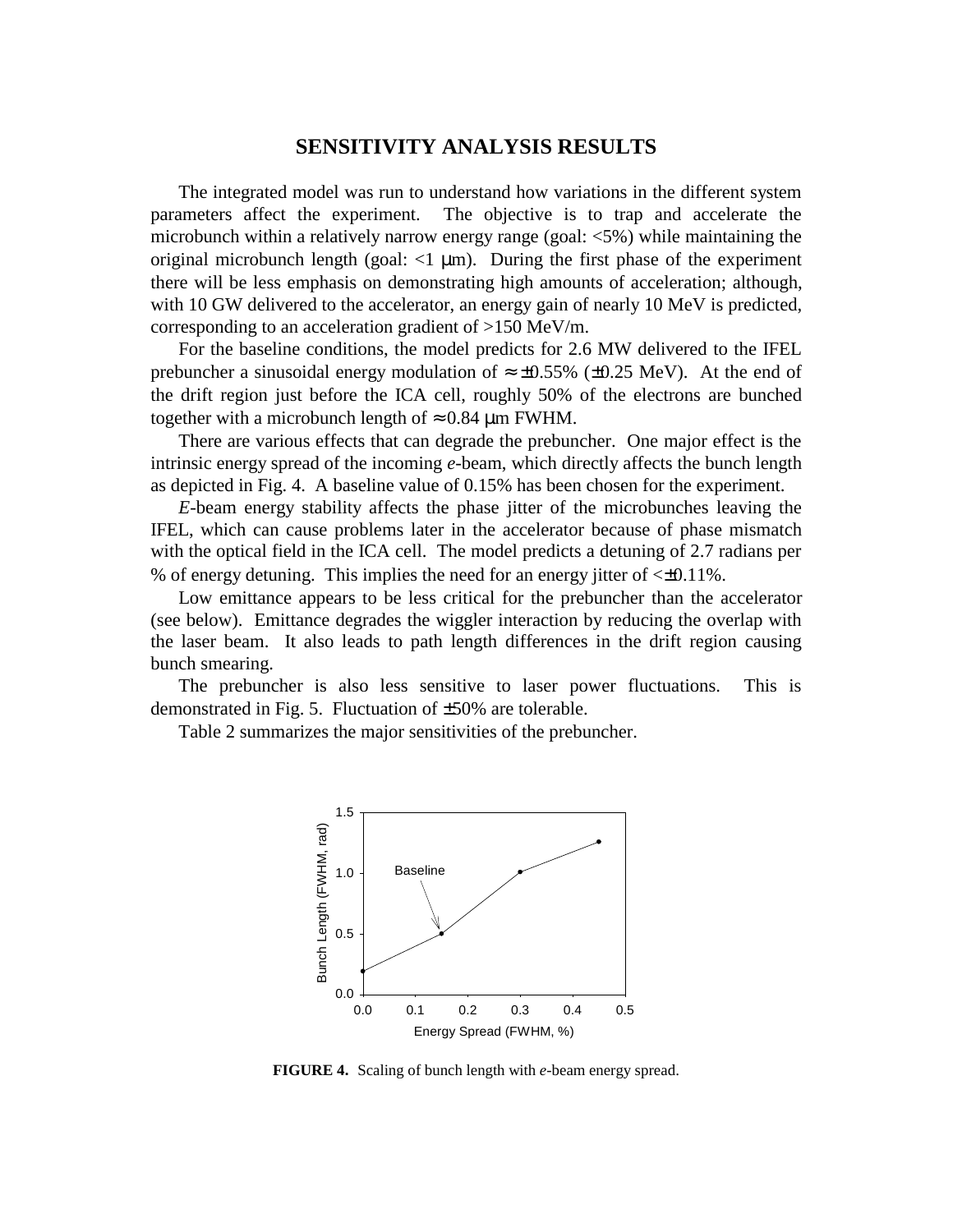## SENSITIVITY ANALYSIS RESULTS

The integrated model was run to understand how variations in the different system parameters affect the experiment. The objective is to trap and accelerate the microbunch within a relatively narrow energy range (goal: <5%) while maintaining the original microbunch length (goal: <1 μm). During the first phase of the experiment there will be less emphasis on demonstrating high amounts of acceleration; although, with 10 GW delivered to the accelerator, an energy gain of nearly 10 MeV is predicted, corresponding to an acceleration gradient of >150 MeV/m.

For the baseline conditions, the model predicts for 2.6 MW delivered to the IFEL prebuncher a sinusoidal energy modulation of ≈ ±0.55% (±0.25 MeV). At the end of the drift region just before the ICA cell, roughly 50% of the electrons are bunched together with a microbunch length of ≈ 0.84 μm FWHM.

There are various effects that can degrade the prebuncher. One major effect is the intrinsic energy spread of the incoming *e*-beam, which directly affects the bunch length as depicted in Fig. 4. A baseline value of 0.15% has been chosen for the experiment.

*E*-beam energy stability affects the phase jitter of the microbunches leaving the IFEL, which can cause problems later in the accelerator because of phase mismatch with the optical field in the ICA cell. The model predicts a detuning of 2.7 radians per % of energy detuning. This implies the need for an energy jitter of <±0.11%.

Low emittance appears to be less critical for the prebuncher than the accelerator (see below). Emittance degrades the wiggler interaction by reducing the overlap with the laser beam. It also leads to path length differences in the drift region causing bunch smearing.

The prebuncher is also less sensitive to laser power fluctuations. This is demonstrated in Fig. 5. Fluctuation of ±50% are tolerable.

Table 2 summarizes the major sensitivities of the prebuncher.

**FIGURE 4.** Scaling of bunch length with *e*-beam energy spread.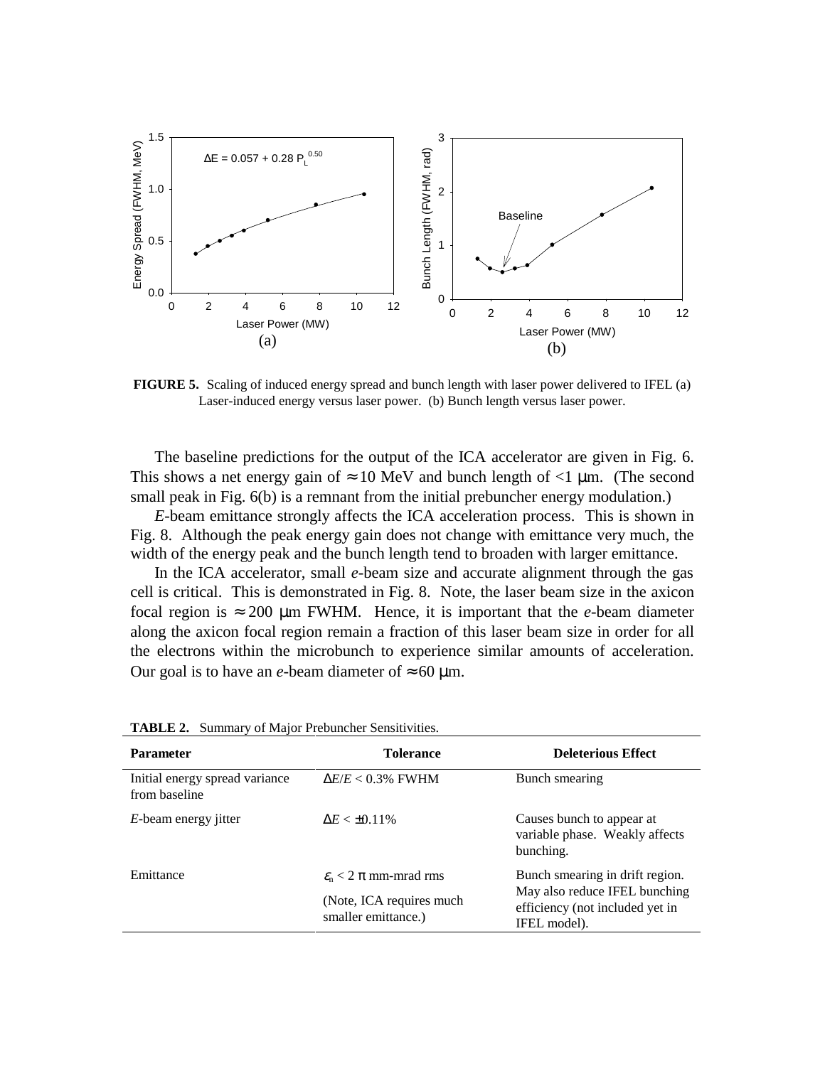FIGURE 5. Scaling of induced energy spread and bunch length with laser power delivered to IFEL (a) Laser-induced energy versus laser power. (b) Bunch length versus laser power.

The baseline predictions for the output of the ICA accelerator are given in Fig. 6. This shows a net energy gain of ≈ 10 MeV and bunch length of <1 μm. (The second small peak in Fig. 6(b) is a remnant from the initial prebuncher energy modulation.)

*E*-beam emittance strongly affects the ICA acceleration process. This is shown in Fig. 8. Although the peak energy gain does not change with emittance very much, the width of the energy peak and the bunch length tend to broaden with larger emittance.

In the ICA accelerator, small *e*-beam size and accurate alignment through the gas cell is critical. This is demonstrated in Fig. 8. Note, the laser beam size in the axicon focal region is ≈ 200 μm FWHM. Hence, it is important that the *e*-beam diameter along the axicon focal region remain a fraction of this laser beam size in order for all the electrons within the microbunch to experience similar amounts of acceleration. Our goal is to have an *e*-beam diameter of ≈ 60 μm.

**TABLE 2.** Summary of Major Prebuncher Sensitivities.

| Parameter | Tolerance | Deleterious Effect |
|---|---|---|
| Initial energy spread variance from baseline | $\Delta E/E < 0.3\%$ FWHM | Bunch smearing |
| *E*-beam energy jitter | $\Delta E < \pm 0.11\%$ | Causes bunch to appear at variable phase. Weakly affects bunching. |
| Emittance | $\varepsilon_n < 2\pi$ mm-mrad rms (Note, ICA requires much smaller emittance.) | Bunch smearing in drift region. May also reduce IFEL bunching efficiency (not included yet in IFEL model). |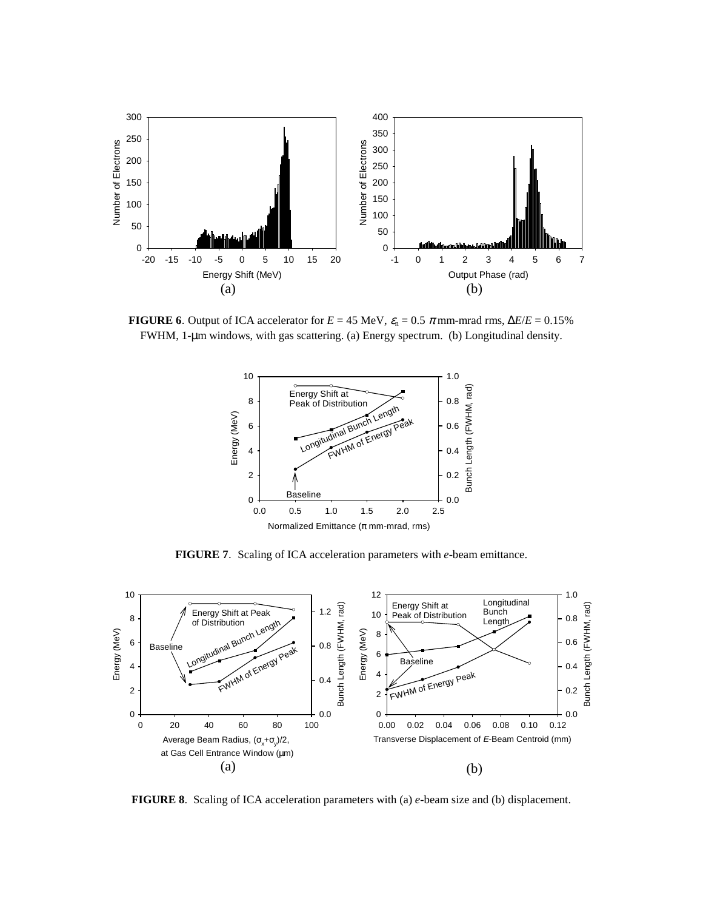**FIGURE 6**. Output of ICA accelerator for $E$ = 45 MeV, $\varepsilon_n$ = 0.5 $\pi$ mm-mrad rms, $\Delta E/E$ = 0.15% FWHM, 1-μm windows, with gas scattering. (a) Energy spectrum. (b) Longitudinal density.

**FIGURE 7**. Scaling of ICA acceleration parameters with *e*-beam emittance.

**FIGURE 8**. Scaling of ICA acceleration parameters with (a) *e*-beam size and (b) displacement.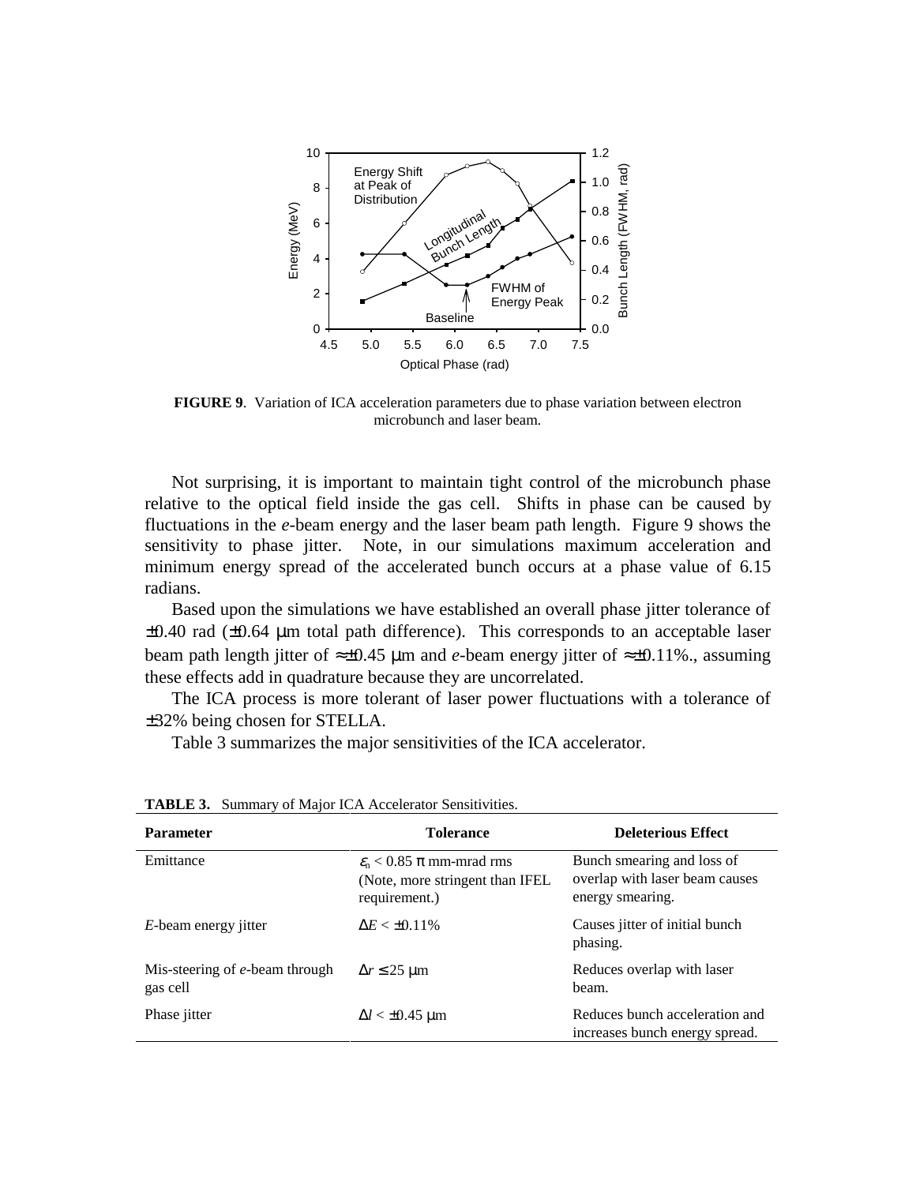**FIGURE 9**. Variation of ICA acceleration parameters due to phase variation between electron microbunch and laser beam.

Not surprising, it is important to maintain tight control of the microbunch phase relative to the optical field inside the gas cell. Shifts in phase can be caused by fluctuations in the *e*-beam energy and the laser beam path length. Figure 9 shows the sensitivity to phase jitter. Note, in our simulations maximum acceleration and minimum energy spread of the accelerated bunch occurs at a phase value of 6.15 radians.

Based upon the simulations we have established an overall phase jitter tolerance of ±0.40 rad (±0.64 μm total path difference). This corresponds to an acceptable laser beam path length jitter of ≈±0.45 μm and *e*-beam energy jitter of ≈±0.11%., assuming these effects add in quadrature because they are uncorrelated.

The ICA process is more tolerant of laser power fluctuations with a tolerance of ±32% being chosen for STELLA.

Table 3 summarizes the major sensitivities of the ICA accelerator.

**TABLE 3.** Summary of Major ICA Accelerator Sensitivities.

| Parameter | Tolerance | Deleterious Effect |
|---|---|---|
| Emittance | $\varepsilon_n < 0.85\ \pi$ mm-mrad rms (Note, more stringent than IFEL requirement.) | Bunch smearing and loss of overlap with laser beam causes energy smearing. |
| *E*-beam energy jitter | $\Delta E < \pm 0.11\%$ | Causes jitter of initial bunch phasing. |
| Mis-steering of *e*-beam through gas cell | $\Delta r \leq 25$ μm | Reduces overlap with laser beam. |
| Phase jitter | $\Delta l < \pm 0.45$ μm | Reduces bunch acceleration and increases bunch energy spread. |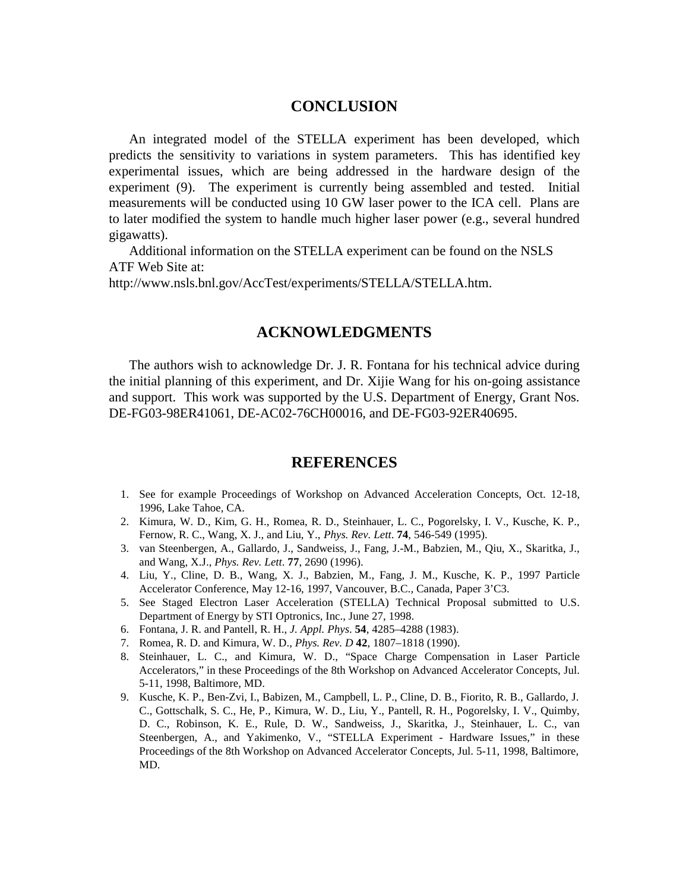## CONCLUSION

An integrated model of the STELLA experiment has been developed, which predicts the sensitivity to variations in system parameters. This has identified key experimental issues, which are being addressed in the hardware design of the experiment (9). The experiment is currently being assembled and tested. Initial measurements will be conducted using 10 GW laser power to the ICA cell. Plans are to later modified the system to handle much higher laser power (e.g., several hundred gigawatts).

Additional information on the STELLA experiment can be found on the NSLS ATF Web Site at:
http://www.nsls.bnl.gov/AccTest/experiments/STELLA/STELLA.htm.

## ACKNOWLEDGMENTS

The authors wish to acknowledge Dr. J. R. Fontana for his technical advice during the initial planning of this experiment, and Dr. Xijie Wang for his on-going assistance and support. This work was supported by the U.S. Department of Energy, Grant Nos. DE-FG03-98ER41061, DE-AC02-76CH00016, and DE-FG03-92ER40695.

## REFERENCES

1. See for example Proceedings of Workshop on Advanced Acceleration Concepts, Oct. 12-18, 1996, Lake Tahoe, CA.
2. Kimura, W. D., Kim, G. H., Romea, R. D., Steinhauer, L. C., Pogorelsky, I. V., Kusche, K. P., Fernow, R. C., Wang, X. J., and Liu, Y., *Phys. Rev. Lett*. **74**, 546-549 (1995).
3. van Steenbergen, A., Gallardo, J., Sandweiss, J., Fang, J.-M., Babzien, M., Qiu, X., Skaritka, J., and Wang, X.J., *Phys. Rev. Lett*. **77**, 2690 (1996).
4. Liu, Y., Cline, D. B., Wang, X. J., Babzien, M., Fang, J. M., Kusche, K. P., 1997 Particle Accelerator Conference, May 12-16, 1997, Vancouver, B.C., Canada, Paper 3'C3.
5. See Staged Electron Laser Acceleration (STELLA) Technical Proposal submitted to U.S. Department of Energy by STI Optronics, Inc., June 27, 1998.
6. Fontana, J. R. and Pantell, R. H., *J. Appl. Phys*. **54**, 4285–4288 (1983).
7. Romea, R. D. and Kimura, W. D., *Phys. Rev. D* **42**, 1807–1818 (1990).
8. Steinhauer, L. C., and Kimura, W. D., "Space Charge Compensation in Laser Particle Accelerators," in these Proceedings of the 8th Workshop on Advanced Accelerator Concepts, Jul. 5-11, 1998, Baltimore, MD.
9. Kusche, K. P., Ben-Zvi, I., Babizen, M., Campbell, L. P., Cline, D. B., Fiorito, R. B., Gallardo, J. C., Gottschalk, S. C., He, P., Kimura, W. D., Liu, Y., Pantell, R. H., Pogorelsky, I. V., Quimby, D. C., Robinson, K. E., Rule, D. W., Sandweiss, J., Skaritka, J., Steinhauer, L. C., van Steenbergen, A., and Yakimenko, V., "STELLA Experiment - Hardware Issues," in these Proceedings of the 8th Workshop on Advanced Accelerator Concepts, Jul. 5-11, 1998, Baltimore, MD.